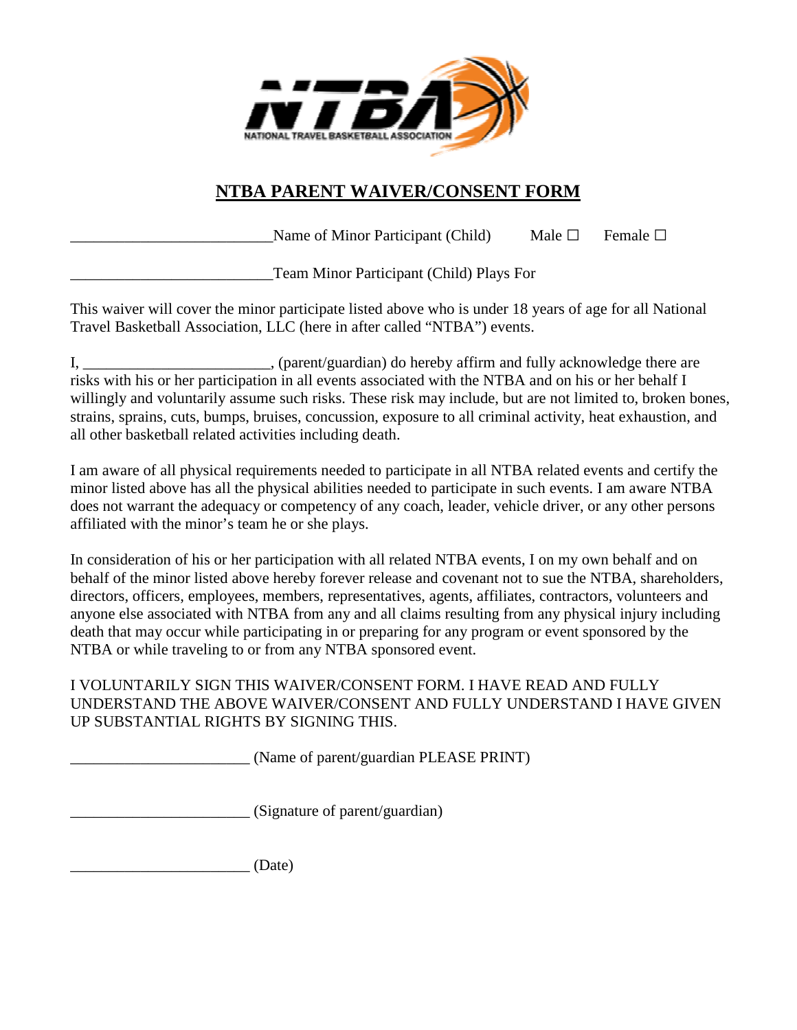# NTBA PARENT WAIVER/CONSENT FORM

__________________________Name of Minor Participant (Child)  Male ☐  Female ☐

__________________________Team Minor Participant (Child) Plays For

This waiver will cover the minor participate listed above who is under 18 years of age for all National Travel Basketball Association, LLC (here in after called "NTBA") events.

I, ________________________, (parent/guardian) do hereby affirm and fully acknowledge there are risks with his or her participation in all events associated with the NTBA and on his or her behalf I willingly and voluntarily assume such risks. These risk may include, but are not limited to, broken bones, strains, sprains, cuts, bumps, bruises, concussion, exposure to all criminal activity, heat exhaustion, and all other basketball related activities including death.

I am aware of all physical requirements needed to participate in all NTBA related events and certify the minor listed above has all the physical abilities needed to participate in such events. I am aware NTBA does not warrant the adequacy or competency of any coach, leader, vehicle driver, or any other persons affiliated with the minor's team he or she plays.

In consideration of his or her participation with all related NTBA events, I on my own behalf and on behalf of the minor listed above hereby forever release and covenant not to sue the NTBA, shareholders, directors, officers, employees, members, representatives, agents, affiliates, contractors, volunteers and anyone else associated with NTBA from any and all claims resulting from any physical injury including death that may occur while participating in or preparing for any program or event sponsored by the NTBA or while traveling to or from any NTBA sponsored event.

I VOLUNTARILY SIGN THIS WAIVER/CONSENT FORM. I HAVE READ AND FULLY UNDERSTAND THE ABOVE WAIVER/CONSENT AND FULLY UNDERSTAND I HAVE GIVEN UP SUBSTANTIAL RIGHTS BY SIGNING THIS.

_______________________ (Name of parent/guardian PLEASE PRINT)

_______________________ (Signature of parent/guardian)

_______________________ (Date)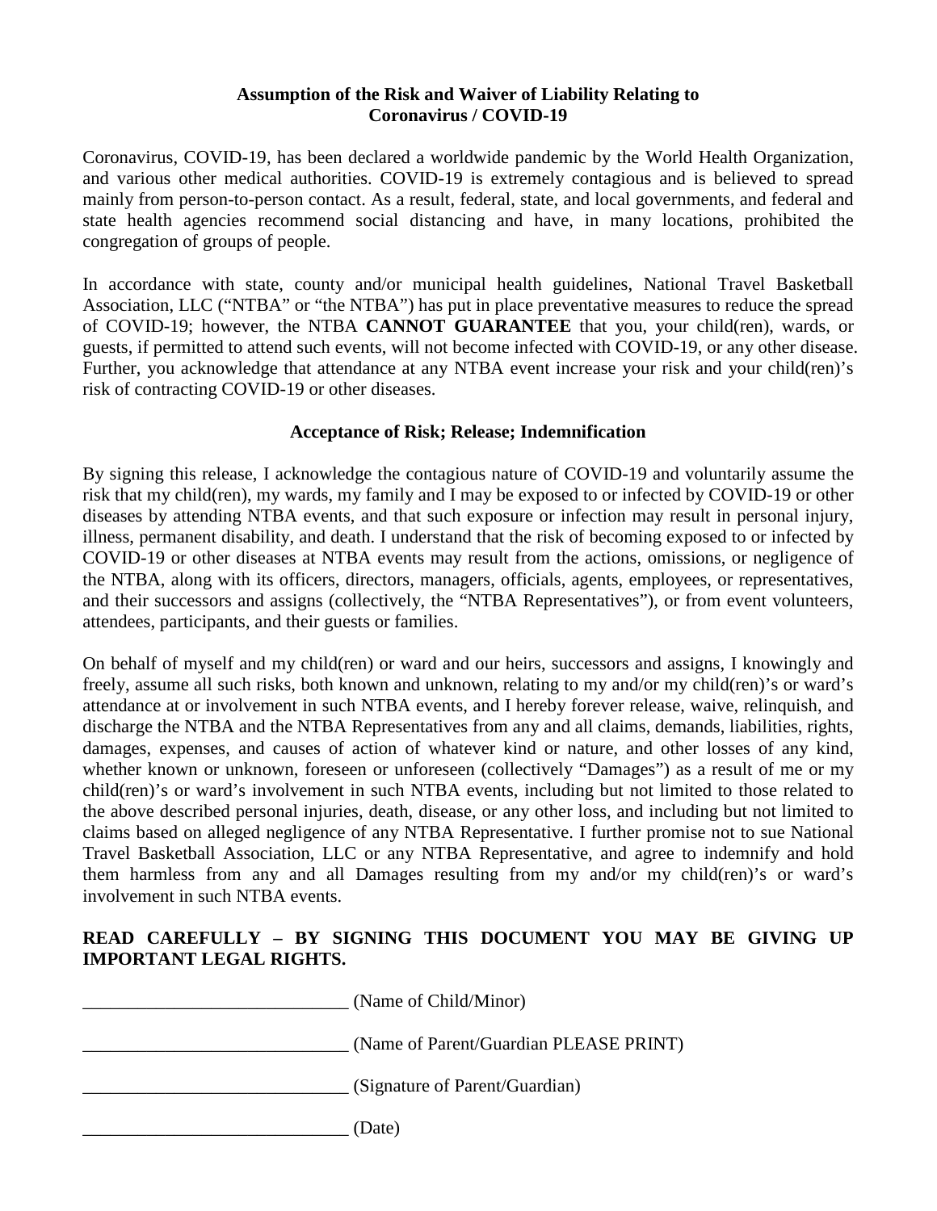**Assumption of the Risk and Waiver of Liability Relating to Coronavirus / COVID-19**

Coronavirus, COVID-19, has been declared a worldwide pandemic by the World Health Organization, and various other medical authorities. COVID-19 is extremely contagious and is believed to spread mainly from person-to-person contact. As a result, federal, state, and local governments, and federal and state health agencies recommend social distancing and have, in many locations, prohibited the congregation of groups of people.

In accordance with state, county and/or municipal health guidelines, National Travel Basketball Association, LLC ("NTBA" or "the NTBA") has put in place preventative measures to reduce the spread of COVID-19; however, the NTBA **CANNOT GUARANTEE** that you, your child(ren), wards, or guests, if permitted to attend such events, will not become infected with COVID-19, or any other disease. Further, you acknowledge that attendance at any NTBA event increase your risk and your child(ren)'s risk of contracting COVID-19 or other diseases.

**Acceptance of Risk; Release; Indemnification**

By signing this release, I acknowledge the contagious nature of COVID-19 and voluntarily assume the risk that my child(ren), my wards, my family and I may be exposed to or infected by COVID-19 or other diseases by attending NTBA events, and that such exposure or infection may result in personal injury, illness, permanent disability, and death. I understand that the risk of becoming exposed to or infected by COVID-19 or other diseases at NTBA events may result from the actions, omissions, or negligence of the NTBA, along with its officers, directors, managers, officials, agents, employees, or representatives, and their successors and assigns (collectively, the "NTBA Representatives"), or from event volunteers, attendees, participants, and their guests or families.

On behalf of myself and my child(ren) or ward and our heirs, successors and assigns, I knowingly and freely, assume all such risks, both known and unknown, relating to my and/or my child(ren)'s or ward's attendance at or involvement in such NTBA events, and I hereby forever release, waive, relinquish, and discharge the NTBA and the NTBA Representatives from any and all claims, demands, liabilities, rights, damages, expenses, and causes of action of whatever kind or nature, and other losses of any kind, whether known or unknown, foreseen or unforeseen (collectively "Damages") as a result of me or my child(ren)'s or ward's involvement in such NTBA events, including but not limited to those related to the above described personal injuries, death, disease, or any other loss, and including but not limited to claims based on alleged negligence of any NTBA Representative. I further promise not to sue National Travel Basketball Association, LLC or any NTBA Representative, and agree to indemnify and hold them harmless from any and all Damages resulting from my and/or my child(ren)'s or ward's involvement in such NTBA events.

**READ CAREFULLY – BY SIGNING THIS DOCUMENT YOU MAY BE GIVING UP IMPORTANT LEGAL RIGHTS.**

______________________________ (Name of Child/Minor)

______________________________ (Name of Parent/Guardian PLEASE PRINT)

______________________________ (Signature of Parent/Guardian)

______________________________ (Date)